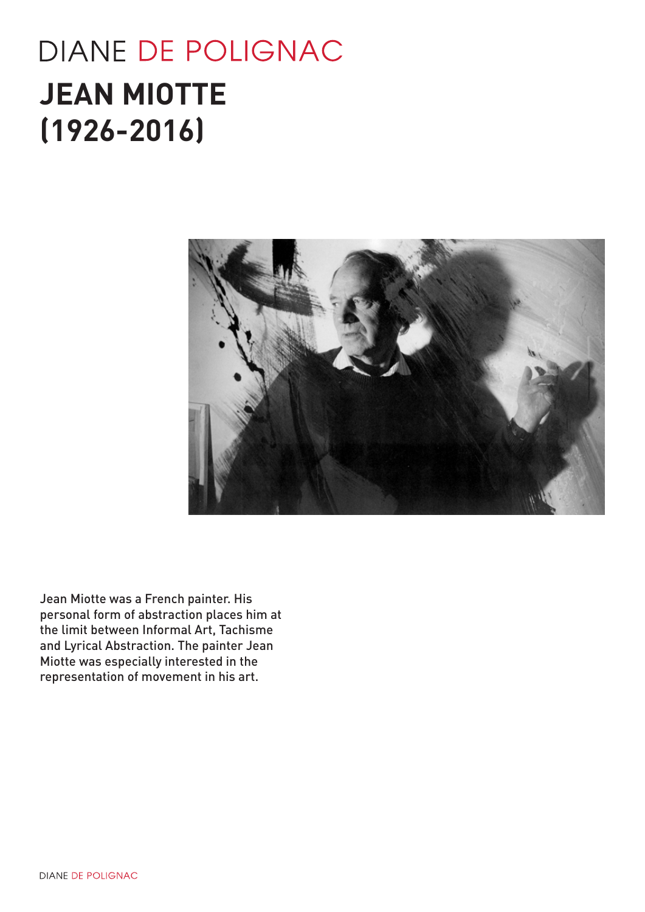DIANE DE POLIGNAC

# JEAN MIOTTE (1926-2016)

Jean Miotte was a French painter. His personal form of abstraction places him at the limit between Informal Art, Tachisme and Lyrical Abstraction. The painter Jean Miotte was especially interested in the representation of movement in his art.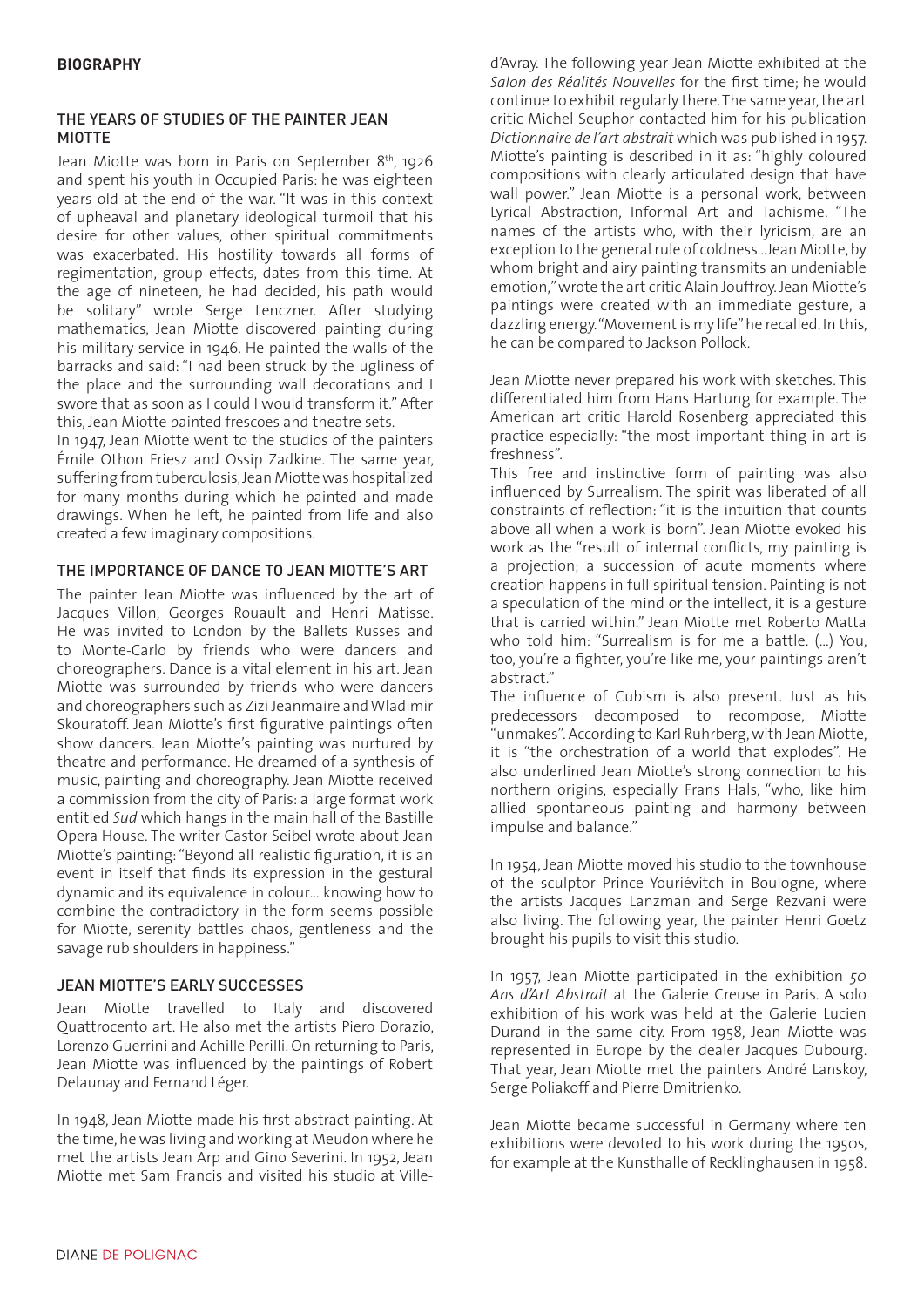## BIOGRAPHY

### THE YEARS OF STUDIES OF THE PAINTER JEAN MIOTTE

Jean Miotte was born in Paris on September 8th, 1926 and spent his youth in Occupied Paris: he was eighteen years old at the end of the war. "It was in this context of upheaval and planetary ideological turmoil that his desire for other values, other spiritual commitments was exacerbated. His hostility towards all forms of regimentation, group effects, dates from this time. At the age of nineteen, he had decided, his path would be solitary" wrote Serge Lenczner. After studying mathematics, Jean Miotte discovered painting during his military service in 1946. He painted the walls of the barracks and said: "I had been struck by the ugliness of the place and the surrounding wall decorations and I swore that as soon as I could I would transform it." After this, Jean Miotte painted frescoes and theatre sets.

In 1947, Jean Miotte went to the studios of the painters Émile Othon Friesz and Ossip Zadkine. The same year, suffering from tuberculosis, Jean Miotte was hospitalized for many months during which he painted and made drawings. When he left, he painted from life and also created a few imaginary compositions.

### THE IMPORTANCE OF DANCE TO JEAN MIOTTE'S ART

The painter Jean Miotte was influenced by the art of Jacques Villon, Georges Rouault and Henri Matisse. He was invited to London by the Ballets Russes and to Monte-Carlo by friends who were dancers and choreographers. Dance is a vital element in his art. Jean Miotte was surrounded by friends who were dancers and choreographers such as Zizi Jeanmaire and Wladimir Skouratoff. Jean Miotte's first figurative paintings often show dancers. Jean Miotte's painting was nurtured by theatre and performance. He dreamed of a synthesis of music, painting and choreography. Jean Miotte received a commission from the city of Paris: a large format work entitled *Sud* which hangs in the main hall of the Bastille Opera House. The writer Castor Seibel wrote about Jean Miotte's painting: "Beyond all realistic figuration, it is an event in itself that finds its expression in the gestural dynamic and its equivalence in colour... knowing how to combine the contradictory in the form seems possible for Miotte, serenity battles chaos, gentleness and the savage rub shoulders in happiness."

### JEAN MIOTTE'S EARLY SUCCESSES

Jean Miotte travelled to Italy and discovered Quattrocento art. He also met the artists Piero Dorazio, Lorenzo Guerrini and Achille Perilli. On returning to Paris, Jean Miotte was influenced by the paintings of Robert Delaunay and Fernand Léger.

In 1948, Jean Miotte made his first abstract painting. At the time, he was living and working at Meudon where he met the artists Jean Arp and Gino Severini. In 1952, Jean Miotte met Sam Francis and visited his studio at Ville-d'Avray. The following year Jean Miotte exhibited at the *Salon des Réalités Nouvelles* for the first time; he would continue to exhibit regularly there. The same year, the art critic Michel Seuphor contacted him for his publication *Dictionnaire de l'art abstrait* which was published in 1957. Miotte's painting is described in it as: "highly coloured compositions with clearly articulated design that have wall power." Jean Miotte is a personal work, between Lyrical Abstraction, Informal Art and Tachisme. "The names of the artists who, with their lyricism, are an exception to the general rule of coldness...Jean Miotte, by whom bright and airy painting transmits an undeniable emotion," wrote the art critic Alain Jouffroy. Jean Miotte's paintings were created with an immediate gesture, a dazzling energy. "Movement is my life" he recalled. In this, he can be compared to Jackson Pollock.

Jean Miotte never prepared his work with sketches. This differentiated him from Hans Hartung for example. The American art critic Harold Rosenberg appreciated this practice especially: "the most important thing in art is freshness".

This free and instinctive form of painting was also influenced by Surrealism. The spirit was liberated of all constraints of reflection: "it is the intuition that counts above all when a work is born". Jean Miotte evoked his work as the "result of internal conflicts, my painting is a projection; a succession of acute moments where creation happens in full spiritual tension. Painting is not a speculation of the mind or the intellect, it is a gesture that is carried within." Jean Miotte met Roberto Matta who told him: "Surrealism is for me a battle. (...) You, too, you're a fighter, you're like me, your paintings aren't abstract."

The influence of Cubism is also present. Just as his predecessors decomposed to recompose, Miotte "unmakes". According to Karl Ruhrberg, with Jean Miotte, it is "the orchestration of a world that explodes". He also underlined Jean Miotte's strong connection to his northern origins, especially Frans Hals, "who, like him allied spontaneous painting and harmony between impulse and balance."

In 1954, Jean Miotte moved his studio to the townhouse of the sculptor Prince Youriévitch in Boulogne, where the artists Jacques Lanzman and Serge Rezvani were also living. The following year, the painter Henri Goetz brought his pupils to visit this studio.

In 1957, Jean Miotte participated in the exhibition *50 Ans d'Art Abstrait* at the Galerie Creuse in Paris. A solo exhibition of his work was held at the Galerie Lucien Durand in the same city. From 1958, Jean Miotte was represented in Europe by the dealer Jacques Dubourg. That year, Jean Miotte met the painters André Lanskoy, Serge Poliakoff and Pierre Dmitrienko.

Jean Miotte became successful in Germany where ten exhibitions were devoted to his work during the 1950s, for example at the Kunsthalle of Recklinghausen in 1958.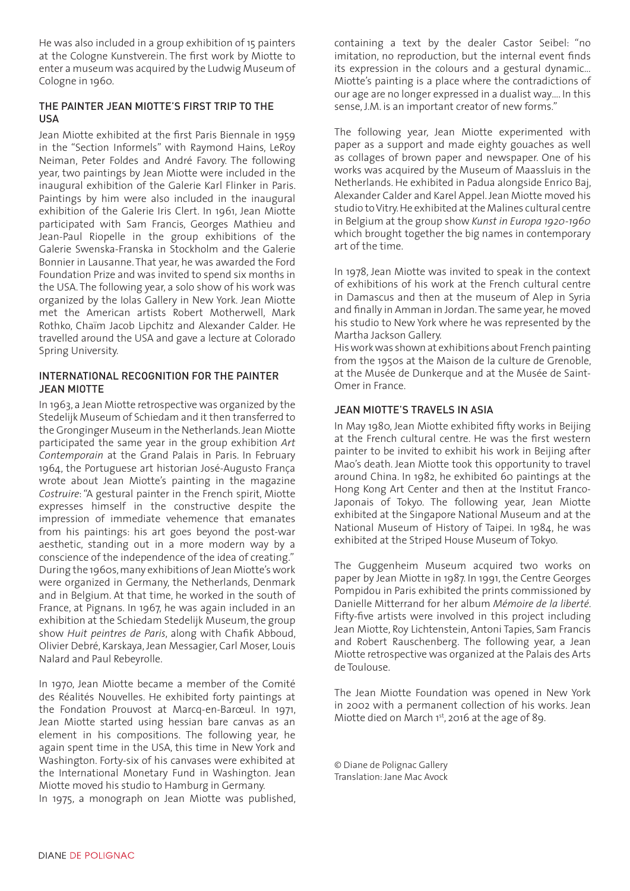He was also included in a group exhibition of 15 painters at the Cologne Kunstverein. The first work by Miotte to enter a museum was acquired by the Ludwig Museum of Cologne in 1960.

## THE PAINTER JEAN MIOTTE'S FIRST TRIP TO THE USA

Jean Miotte exhibited at the first Paris Biennale in 1959 in the "Section Informels" with Raymond Hains, LeRoy Neiman, Peter Foldes and André Favory. The following year, two paintings by Jean Miotte were included in the inaugural exhibition of the Galerie Karl Flinker in Paris. Paintings by him were also included in the inaugural exhibition of the Galerie Iris Clert. In 1961, Jean Miotte participated with Sam Francis, Georges Mathieu and Jean-Paul Riopelle in the group exhibitions of the Galerie Swenska-Franska in Stockholm and the Galerie Bonnier in Lausanne. That year, he was awarded the Ford Foundation Prize and was invited to spend six months in the USA. The following year, a solo show of his work was organized by the Iolas Gallery in New York. Jean Miotte met the American artists Robert Motherwell, Mark Rothko, Chaïm Jacob Lipchitz and Alexander Calder. He travelled around the USA and gave a lecture at Colorado Spring University.

## INTERNATIONAL RECOGNITION FOR THE PAINTER JEAN MIOTTE

In 1963, a Jean Miotte retrospective was organized by the Stedelijk Museum of Schiedam and it then transferred to the Gronginger Museum in the Netherlands. Jean Miotte participated the same year in the group exhibition *Art Contemporain* at the Grand Palais in Paris. In February 1964, the Portuguese art historian José-Augusto França wrote about Jean Miotte's painting in the magazine *Costruire*: "A gestural painter in the French spirit, Miotte expresses himself in the constructive despite the impression of immediate vehemence that emanates from his paintings: his art goes beyond the post-war aesthetic, standing out in a more modern way by a conscience of the independence of the idea of creating." During the 1960s, many exhibitions of Jean Miotte's work were organized in Germany, the Netherlands, Denmark and in Belgium. At that time, he worked in the south of France, at Pignans. In 1967, he was again included in an exhibition at the Schiedam Stedelijk Museum, the group show *Huit peintres de Paris*, along with Chafik Abboud, Olivier Debré, Karskaya, Jean Messagier, Carl Moser, Louis Nalard and Paul Rebeyrolle.

In 1970, Jean Miotte became a member of the Comité des Réalités Nouvelles. He exhibited forty paintings at the Fondation Prouvost at Marcq-en-Barœul. In 1971, Jean Miotte started using hessian bare canvas as an element in his compositions. The following year, he again spent time in the USA, this time in New York and Washington. Forty-six of his canvases were exhibited at the International Monetary Fund in Washington. Jean Miotte moved his studio to Hamburg in Germany.
In 1975, a monograph on Jean Miotte was published, containing a text by the dealer Castor Seibel: "no imitation, no reproduction, but the internal event finds its expression in the colours and a gestural dynamic… Miotte's painting is a place where the contradictions of our age are no longer expressed in a dualist way…. In this sense, J.M. is an important creator of new forms."

The following year, Jean Miotte experimented with paper as a support and made eighty gouaches as well as collages of brown paper and newspaper. One of his works was acquired by the Museum of Maassluis in the Netherlands. He exhibited in Padua alongside Enrico Baj, Alexander Calder and Karel Appel. Jean Miotte moved his studio to Vitry. He exhibited at the Malines cultural centre in Belgium at the group show *Kunst in Europa 1920-1960* which brought together the big names in contemporary art of the time.

In 1978, Jean Miotte was invited to speak in the context of exhibitions of his work at the French cultural centre in Damascus and then at the museum of Alep in Syria and finally in Amman in Jordan. The same year, he moved his studio to New York where he was represented by the Martha Jackson Gallery.
His work was shown at exhibitions about French painting from the 1950s at the Maison de la culture de Grenoble, at the Musée de Dunkerque and at the Musée de Saint-Omer in France.

## JEAN MIOTTE'S TRAVELS IN ASIA

In May 1980, Jean Miotte exhibited fifty works in Beijing at the French cultural centre. He was the first western painter to be invited to exhibit his work in Beijing after Mao's death. Jean Miotte took this opportunity to travel around China. In 1982, he exhibited 60 paintings at the Hong Kong Art Center and then at the Institut Franco-Japonais of Tokyo. The following year, Jean Miotte exhibited at the Singapore National Museum and at the National Museum of History of Taipei. In 1984, he was exhibited at the Striped House Museum of Tokyo.

The Guggenheim Museum acquired two works on paper by Jean Miotte in 1987. In 1991, the Centre Georges Pompidou in Paris exhibited the prints commissioned by Danielle Mitterrand for her album *Mémoire de la liberté*. Fifty-five artists were involved in this project including Jean Miotte, Roy Lichtenstein, Antoni Tapies, Sam Francis and Robert Rauschenberg. The following year, a Jean Miotte retrospective was organized at the Palais des Arts de Toulouse.

The Jean Miotte Foundation was opened in New York in 2002 with a permanent collection of his works. Jean Miotte died on March 1st, 2016 at the age of 89.

© Diane de Polignac Gallery
Translation: Jane Mac Avock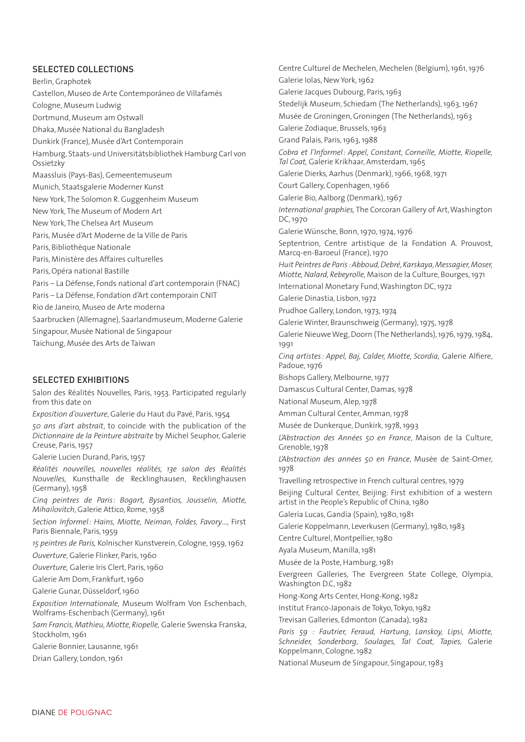## SELECTED COLLECTIONS

Berlin, Graphotek

Castellon, Museo de Arte Contemporáneo de Villafamés

Cologne, Museum Ludwig

Dortmund, Museum am Ostwall

Dhaka, Musée National du Bangladesh

Dunkirk (France), Musée d'Art Contemporain

Hamburg, Staats-und Universitätsbibliothek Hamburg Carl von Ossietzky

Maassluis (Pays-Bas), Gemeentemuseum

Munich, Staatsgalerie Moderner Kunst

New York, The Solomon R. Guggenheim Museum

New York, The Museum of Modern Art

New York, The Chelsea Art Museum

Paris, Musée d'Art Moderne de la Ville de Paris

Paris, Bibliothèque Nationale

Paris, Ministère des Affaires culturelles

Paris, Opéra national Bastille

Paris – La Défense, Fonds national d'art contemporain (FNAC)

Paris – La Défense, Fondation d'Art contemporain CNIT

Rio de Janeiro, Museo de Arte moderna

Saarbrucken (Allemagne), Saarlandmuseum, Moderne Galerie

Singapour, Musée National de Singapour

Taichung, Musée des Arts de Taiwan

## SELECTED EXHIBITIONS

Salon des Réalités Nouvelles, Paris, 1953. Participated regularly from this date on

*Exposition d'ouverture*, Galerie du Haut du Pavé, Paris, 1954

*50 ans d'art abstrait*, to coincide with the publication of the *Dictionnaire de la Peinture abstraite* by Michel Seuphor, Galerie Creuse, Paris, 1957

Galerie Lucien Durand, Paris, 1957

*Réalités nouvelles, nouvelles réalités, 13e salon des Réalités Nouvelles,* Kunsthalle de Recklinghausen, Recklinghausen (Germany), 1958

*Cinq peintres de Paris : Bogart, Bysantios, Jousselin, Miotte, Mihailovitch*, Galerie Attico, Rome, 1958

*Section Informel : Hains, Miotte, Neiman, Foldes, Favory...*, First Paris Biennale, Paris, 1959

*15 peintres de Paris,* Kolnischer Kunstverein, Cologne, 1959, 1962

*Ouverture*, Galerie Flinker, Paris, 1960

*Ouverture,* Galerie Iris Clert, Paris, 1960

Galerie Am Dom, Frankfurt, 1960

Galerie Gunar, Düsseldorf, 1960

*Exposition Internationale,* Museum Wolfram Von Eschenbach, Wolframs-Eschenbach (Germany), 1961

*Sam Francis, Mathieu, Miotte, Riopelle,* Galerie Swenska Franska, Stockholm, 1961

Galerie Bonnier, Lausanne, 1961

Drian Gallery, London, 1961

Centre Culturel de Mechelen, Mechelen (Belgium), 1961, 1976

Galerie Iolas, New York, 1962

Galerie Jacques Dubourg, Paris, 1963

Stedelijk Museum, Schiedam (The Netherlands), 1963, 1967

Musée de Groningen, Groningen (The Netherlands), 1963

Galerie Zodiaque, Brussels, 1963

Grand Palais, Paris, 1963, 1988

*Cobra et l'Informel : Appel, Constant, Corneille, Miotte, Riopelle, Tal Coat,* Galerie Krikhaar, Amsterdam, 1965

Galerie Dierks, Aarhus (Denmark), 1966, 1968, 1971

Court Gallery, Copenhagen, 1966

Galerie Bio, Aalborg (Denmark), 1967

*International graphies,* The Corcoran Gallery of Art, Washington DC, 1970

Galerie Wünsche, Bonn, 1970, 1974, 1976

Septentrion, Centre artistique de la Fondation A. Prouvost, Marcq-en-Baroeul (France), 1970

*Huit Peintres de Paris : Abboud, Debré, Karskaya, Messagier, Moser, Miotte, Nalard, Rebeyrolle,* Maison de la Culture, Bourges, 1971

International Monetary Fund, Washington DC, 1972

Galerie Dinastia, Lisbon, 1972

Prudhoe Gallery, London, 1973, 1974

Galerie Winter, Braunschweig (Germany), 1975, 1978

Galerie Nieuwe Weg, Doorn (The Netherlands), 1976, 1979, 1984, 1991

*Cinq artistes : Appel, Baj, Calder, Miotte, Scordia,* Galerie Alfiere, Padoue, 1976

Bishops Gallery, Melbourne, 1977

Damascus Cultural Center, Damas, 1978

National Museum, Alep, 1978

Amman Cultural Center, Amman, 1978

Musée de Dunkerque, Dunkirk, 1978, 1993

*L'Abstraction des Années 50 en France*, Maison de la Culture, Grenoble, 1978

*L'Abstraction des années 50 en France*, Musée de Saint-Omer, 1978

Travelling retrospective in French cultural centres, 1979

Beijing Cultural Center, Beijing: First exhibition of a western artist in the People's Republic of China, 1980

Galería Lucas, Gandía (Spain), 1980, 1981

Galerie Koppelmann, Leverkusen (Germany), 1980, 1983

Centre Culturel, Montpellier, 1980

Ayala Museum, Manilla, 1981

Musée de la Poste, Hamburg, 1981

Evergreen Galleries, The Evergreen State College, Olympia, Washington D.C, 1982

Hong-Kong Arts Center, Hong-Kong, 1982

Institut Franco-Japonais de Tokyo, Tokyo, 1982

Trevisan Galleries, Edmonton (Canada), 1982

*Paris 59 : Fautrier, Feraud, Hartung, Lanskoy, Lipsi, Miotte, Schneider, Sonderborg, Soulages, Tal Coat, Tapies,* Galerie Koppelmann, Cologne, 1982

National Museum de Singapour, Singapour, 1983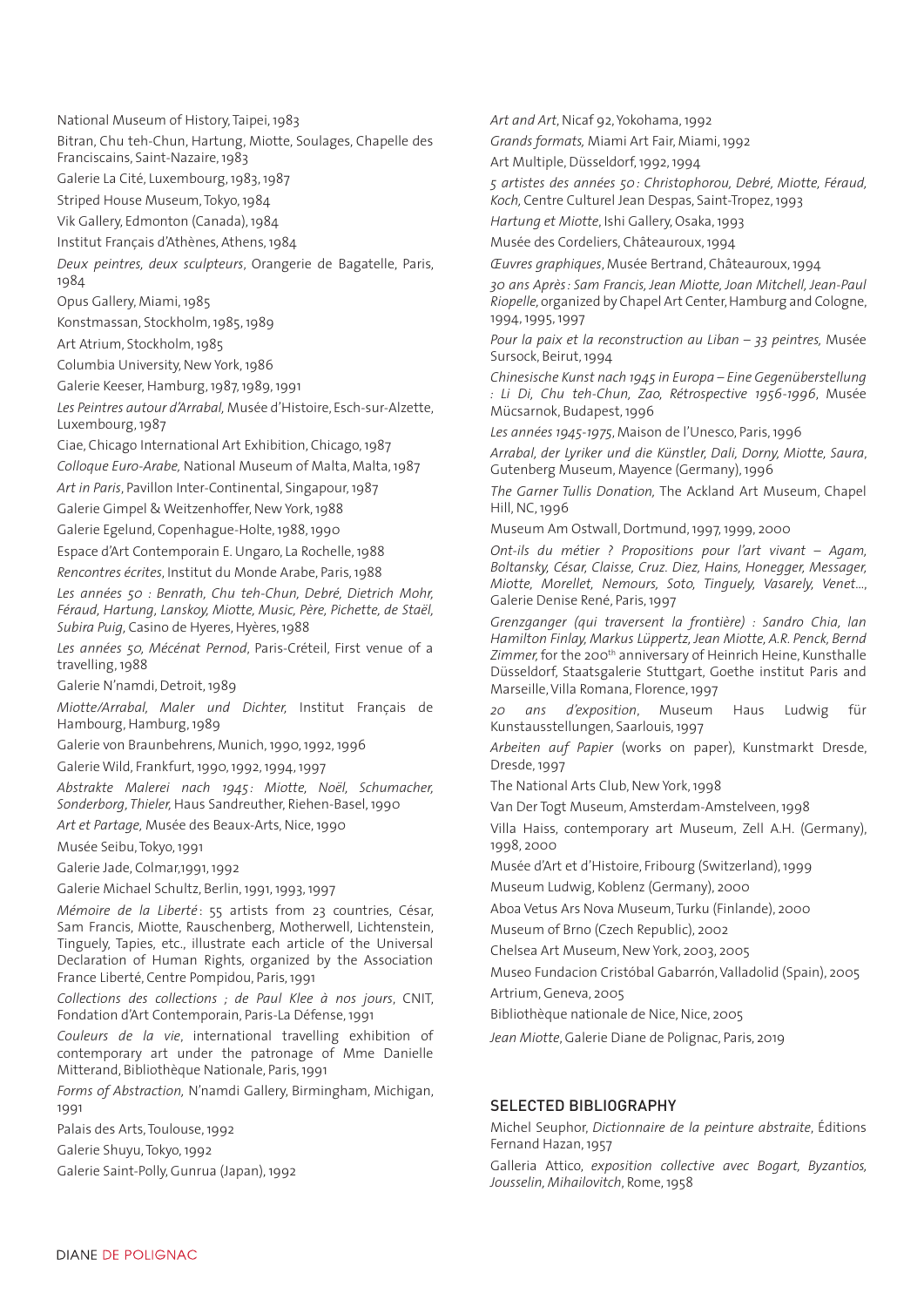National Museum of History, Taipei, 1983

Bitran, Chu teh-Chun, Hartung, Miotte, Soulages, Chapelle des Franciscains, Saint-Nazaire, 1983

Galerie La Cité, Luxembourg, 1983, 1987

Striped House Museum, Tokyo, 1984

Vik Gallery, Edmonton (Canada), 1984

Institut Français d'Athènes, Athens, 1984

*Deux peintres, deux sculpteurs*, Orangerie de Bagatelle, Paris, 1984

Opus Gallery, Miami, 1985

Konstmassan, Stockholm, 1985, 1989

Art Atrium, Stockholm, 1985

Columbia University, New York, 1986

Galerie Keeser, Hamburg, 1987, 1989, 1991

*Les Peintres autour d'Arrabal,* Musée d'Histoire, Esch-sur-Alzette, Luxembourg, 1987

Ciae, Chicago International Art Exhibition, Chicago, 1987

*Colloque Euro-Arabe,* National Museum of Malta, Malta, 1987

*Art in Paris*, Pavillon Inter-Continental, Singapour, 1987

Galerie Gimpel & Weitzenhoffer, New York, 1988

Galerie Egelund, Copenhague-Holte, 1988, 1990

Espace d'Art Contemporain E. Ungaro, La Rochelle, 1988

*Rencontres écrites*, Institut du Monde Arabe, Paris, 1988

*Les années 50 : Benrath, Chu teh-Chun, Debré, Dietrich Mohr, Féraud, Hartung, Lanskoy, Miotte, Music, Père, Pichette, de Staël, Subira Puig*, Casino de Hyeres, Hyères, 1988

*Les années 50, Mécénat Pernod*, Paris-Créteil, First venue of a travelling, 1988

Galerie N'namdi, Detroit, 1989

*Miotte/Arrabal, Maler und Dichter,* Institut Français de Hambourg, Hamburg, 1989

Galerie von Braunbehrens, Munich, 1990, 1992, 1996

Galerie Wild, Frankfurt, 1990, 1992, 1994, 1997

*Abstrakte Malerei nach 1945 : Miotte, Noël, Schumacher, Sonderborg, Thieler,* Haus Sandreuther, Riehen-Basel, 1990

*Art et Partage,* Musée des Beaux-Arts, Nice, 1990

Musée Seibu, Tokyo, 1991

Galerie Jade, Colmar,1991, 1992

Galerie Michael Schultz, Berlin, 1991, 1993, 1997

*Mémoire de la Liberté* : 55 artists from 23 countries, César, Sam Francis, Miotte, Rauschenberg, Motherwell, Lichtenstein, Tinguely, Tapies, etc., illustrate each article of the Universal Declaration of Human Rights, organized by the Association France Liberté, Centre Pompidou, Paris, 1991

*Collections des collections ; de Paul Klee à nos jours*, CNIT, Fondation d'Art Contemporain, Paris-La Défense, 1991

*Couleurs de la vie*, international travelling exhibition of contemporary art under the patronage of Mme Danielle Mitterand, Bibliothèque Nationale, Paris, 1991

*Forms of Abstraction,* N'namdi Gallery, Birmingham, Michigan, 1991

Palais des Arts, Toulouse, 1992

Galerie Shuyu, Tokyo, 1992

Galerie Saint-Polly, Gunrua (Japan), 1992

*Art and Art*, Nicaf 92, Yokohama, 1992

*Grands formats,* Miami Art Fair, Miami, 1992

Art Multiple, Düsseldorf, 1992, 1994

*5 artistes des années 50 : Christophorou, Debré, Miotte, Féraud, Koch*, Centre Culturel Jean Despas, Saint-Tropez, 1993

*Hartung et Miotte*, Ishi Gallery, Osaka, 1993

Musée des Cordeliers, Châteauroux, 1994

*Œuvres graphiques*, Musée Bertrand, Châteauroux, 1994

*30 ans Après : Sam Francis, Jean Miotte, Joan Mitchell, Jean-Paul Riopelle*, organized by Chapel Art Center, Hamburg and Cologne, 1994, 1995, 1997

*Pour la paix et la reconstruction au Liban – 33 peintres,* Musée Sursock, Beirut, 1994

*Chinesische Kunst nach 1945 in Europa – Eine Gegenüberstellung : Li Di, Chu teh-Chun, Zao, Rétrospective 1956-1996*, Musée Mücsarnok, Budapest, 1996

*Les années 1945-1975*, Maison de l'Unesco, Paris, 1996

*Arrabal, der Lyriker und die Künstler, Dali, Dorny, Miotte, Saura*, Gutenberg Museum, Mayence (Germany), 1996

*The Garner Tullis Donation,* The Ackland Art Museum, Chapel Hill, NC, 1996

Museum Am Ostwall, Dortmund, 1997, 1999, 2000

*Ont-ils du métier ? Propositions pour l'art vivant – Agam, Boltansky, César, Claisse, Cruz. Diez, Hains, Honegger, Messager, Miotte, Morellet, Nemours, Soto, Tinguely, Vasarely, Venet...*, Galerie Denise René, Paris, 1997

*Grenzganger (qui traversent la frontière) : Sandro Chia, Ian Hamilton Finlay, Markus Lüppertz, Jean Miotte, A.R. Penck, Bernd Zimmer,* for the 200th anniversary of Heinrich Heine, Kunsthalle Düsseldorf, Staatsgalerie Stuttgart, Goethe institut Paris and Marseille, Villa Romana, Florence, 1997

*20 ans d'exposition*, Museum Haus Ludwig für Kunstausstellungen, Saarlouis, 1997

*Arbeiten auf Papier* (works on paper), Kunstmarkt Dresde, Dresde, 1997

The National Arts Club, New York, 1998

Van Der Togt Museum, Amsterdam-Amstelveen, 1998

Villa Haiss, contemporary art Museum, Zell A.H. (Germany), 1998, 2000

Musée d'Art et d'Histoire, Fribourg (Switzerland), 1999

Museum Ludwig, Koblenz (Germany), 2000

Aboa Vetus Ars Nova Museum, Turku (Finlande), 2000

Museum of Brno (Czech Republic), 2002

Chelsea Art Museum, New York, 2003, 2005

Museo Fundacion Cristóbal Gabarrón, Valladolid (Spain), 2005

Artrium, Geneva, 2005

Bibliothèque nationale de Nice, Nice, 2005

*Jean Miotte*, Galerie Diane de Polignac, Paris, 2019

## SELECTED BIBLIOGRAPHY

Michel Seuphor, *Dictionnaire de la peinture abstraite*, Éditions Fernand Hazan, 1957

Galleria Attico, *exposition collective avec Bogart, Byzantios, Jousselin, Mihailovitch*, Rome, 1958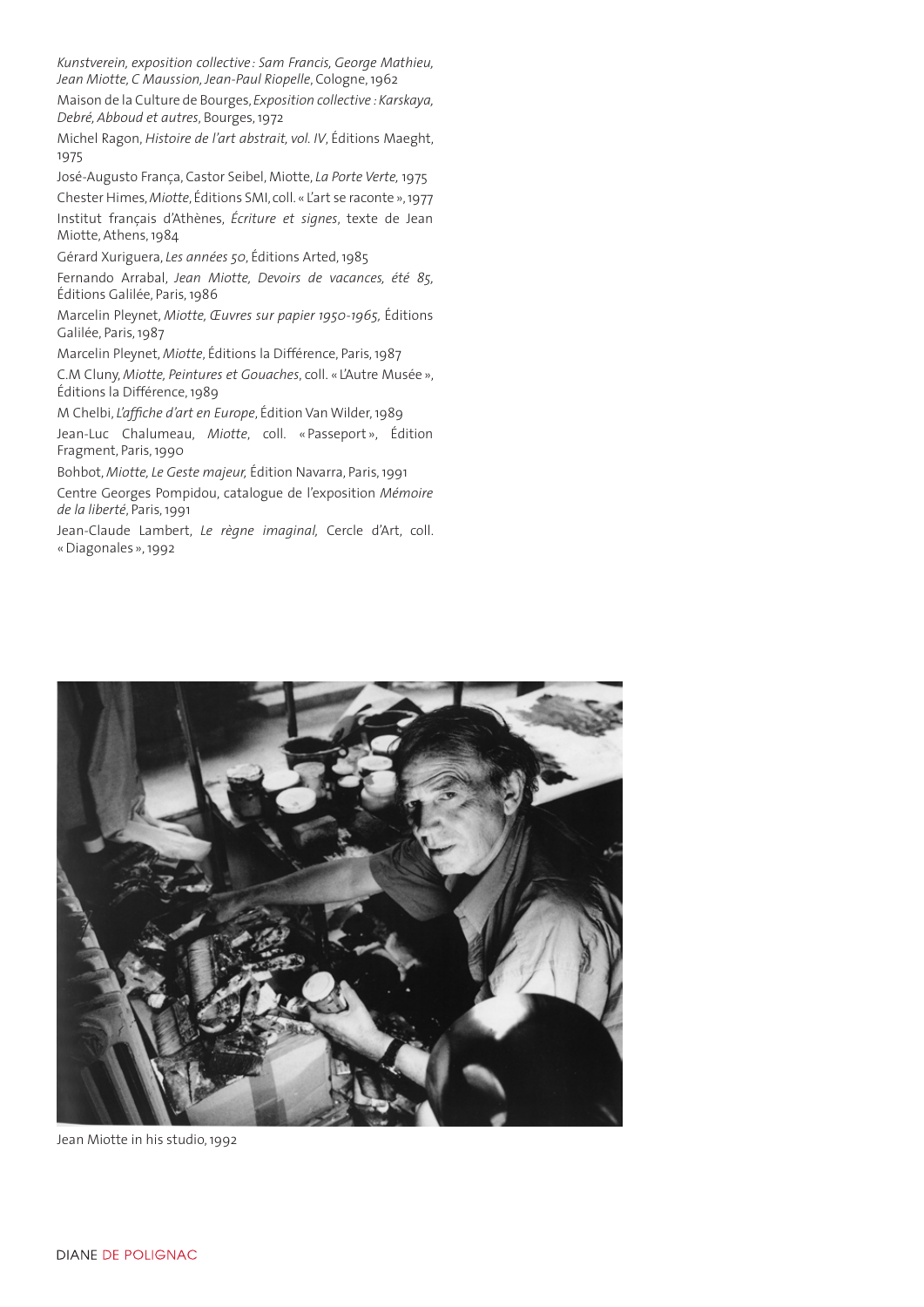*Kunstverein, exposition collective : Sam Francis, George Mathieu, Jean Miotte, C Maussion, Jean-Paul Riopelle*, Cologne, 1962

Maison de la Culture de Bourges, *Exposition collective : Karskaya, Debré, Abboud et autres*, Bourges, 1972

Michel Ragon, *Histoire de l'art abstrait, vol. IV*, Éditions Maeght, 1975

José-Augusto França, Castor Seibel, Miotte, *La Porte Verte,* 1975

Chester Himes, *Miotte*, Éditions SMI, coll. « L'art se raconte », 1977

Institut français d'Athènes, *Écriture et signes*, texte de Jean Miotte, Athens, 1984

Gérard Xuriguera, *Les années 50*, Éditions Arted, 1985

Fernando Arrabal, *Jean Miotte, Devoirs de vacances, été 85,* Éditions Galilée, Paris, 1986

Marcelin Pleynet, *Miotte, Œuvres sur papier 1950-1965,* Éditions Galilée, Paris, 1987

Marcelin Pleynet, *Miotte*, Éditions la Différence, Paris, 1987

C.M Cluny, *Miotte, Peintures et Gouaches*, coll. « L'Autre Musée », Éditions la Différence, 1989

M Chelbi, *L'affiche d'art en Europe*, Édition Van Wilder, 1989

Jean-Luc Chalumeau, *Miotte*, coll. « Passeport », Édition Fragment, Paris, 1990

Bohbot, *Miotte, Le Geste majeur,* Édition Navarra, Paris, 1991

Centre Georges Pompidou, catalogue de l'exposition *Mémoire de la liberté*, Paris, 1991

Jean-Claude Lambert, *Le règne imaginal,* Cercle d'Art, coll. « Diagonales », 1992

Jean Miotte in his studio, 1992